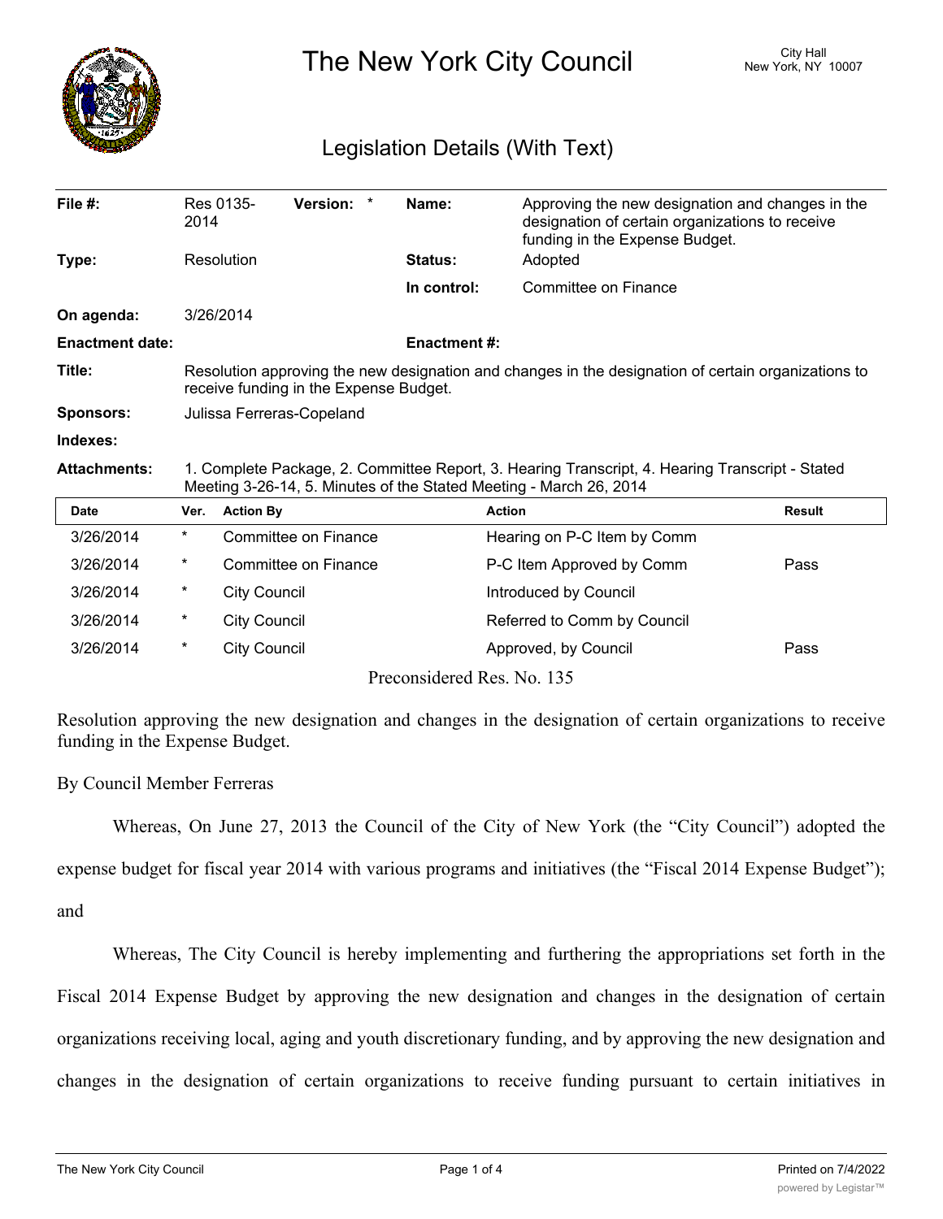# The New York City Council

City Hall
New York, NY 10007

## Legislation Details (With Text)

| | | | |
|---|---|---|---|
| **File #:** | Res 0135-2014 **Version:** * | **Name:** | Approving the new designation and changes in the designation of certain organizations to receive funding in the Expense Budget. |
| **Type:** | Resolution | **Status:** | Adopted |
| | | **In control:** | Committee on Finance |
| **On agenda:** | 3/26/2014 | | |
| **Enactment date:** | | **Enactment #:** | |
| **Title:** | Resolution approving the new designation and changes in the designation of certain organizations to receive funding in the Expense Budget. | | |
| **Sponsors:** | Julissa Ferreras-Copeland | | |
| **Indexes:** | | | |
| **Attachments:** | 1. Complete Package, 2. Committee Report, 3. Hearing Transcript, 4. Hearing Transcript - Stated Meeting 3-26-14, 5. Minutes of the Stated Meeting - March 26, 2014 | | |

| Date | Ver. | Action By | Action | Result |
|---|---|---|---|---|
| 3/26/2014 | * | Committee on Finance | Hearing on P-C Item by Comm | |
| 3/26/2014 | * | Committee on Finance | P-C Item Approved by Comm | Pass |
| 3/26/2014 | * | City Council | Introduced by Council | |
| 3/26/2014 | * | City Council | Referred to Comm by Council | |
| 3/26/2014 | * | City Council | Approved, by Council | Pass |

Preconsidered Res. No. 135

Resolution approving the new designation and changes in the designation of certain organizations to receive funding in the Expense Budget.

By Council Member Ferreras

Whereas, On June 27, 2013 the Council of the City of New York (the "City Council") adopted the expense budget for fiscal year 2014 with various programs and initiatives (the "Fiscal 2014 Expense Budget"); and

Whereas, The City Council is hereby implementing and furthering the appropriations set forth in the Fiscal 2014 Expense Budget by approving the new designation and changes in the designation of certain organizations receiving local, aging and youth discretionary funding, and by approving the new designation and changes in the designation of certain organizations to receive funding pursuant to certain initiatives in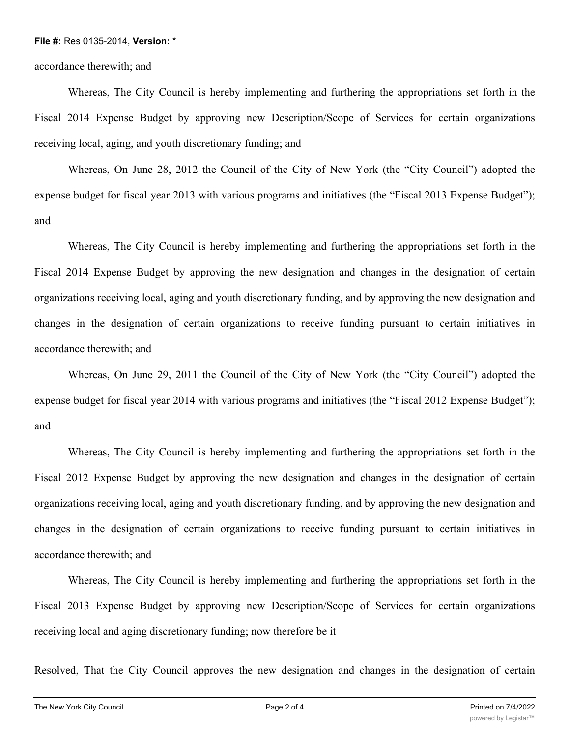accordance therewith; and

Whereas, The City Council is hereby implementing and furthering the appropriations set forth in the Fiscal 2014 Expense Budget by approving new Description/Scope of Services for certain organizations receiving local, aging, and youth discretionary funding; and

Whereas, On June 28, 2012 the Council of the City of New York (the "City Council") adopted the expense budget for fiscal year 2013 with various programs and initiatives (the "Fiscal 2013 Expense Budget"); and

Whereas, The City Council is hereby implementing and furthering the appropriations set forth in the Fiscal 2014 Expense Budget by approving the new designation and changes in the designation of certain organizations receiving local, aging and youth discretionary funding, and by approving the new designation and changes in the designation of certain organizations to receive funding pursuant to certain initiatives in accordance therewith; and

Whereas, On June 29, 2011 the Council of the City of New York (the "City Council") adopted the expense budget for fiscal year 2014 with various programs and initiatives (the "Fiscal 2012 Expense Budget"); and

Whereas, The City Council is hereby implementing and furthering the appropriations set forth in the Fiscal 2012 Expense Budget by approving the new designation and changes in the designation of certain organizations receiving local, aging and youth discretionary funding, and by approving the new designation and changes in the designation of certain organizations to receive funding pursuant to certain initiatives in accordance therewith; and

Whereas, The City Council is hereby implementing and furthering the appropriations set forth in the Fiscal 2013 Expense Budget by approving new Description/Scope of Services for certain organizations receiving local and aging discretionary funding; now therefore be it

Resolved, That the City Council approves the new designation and changes in the designation of certain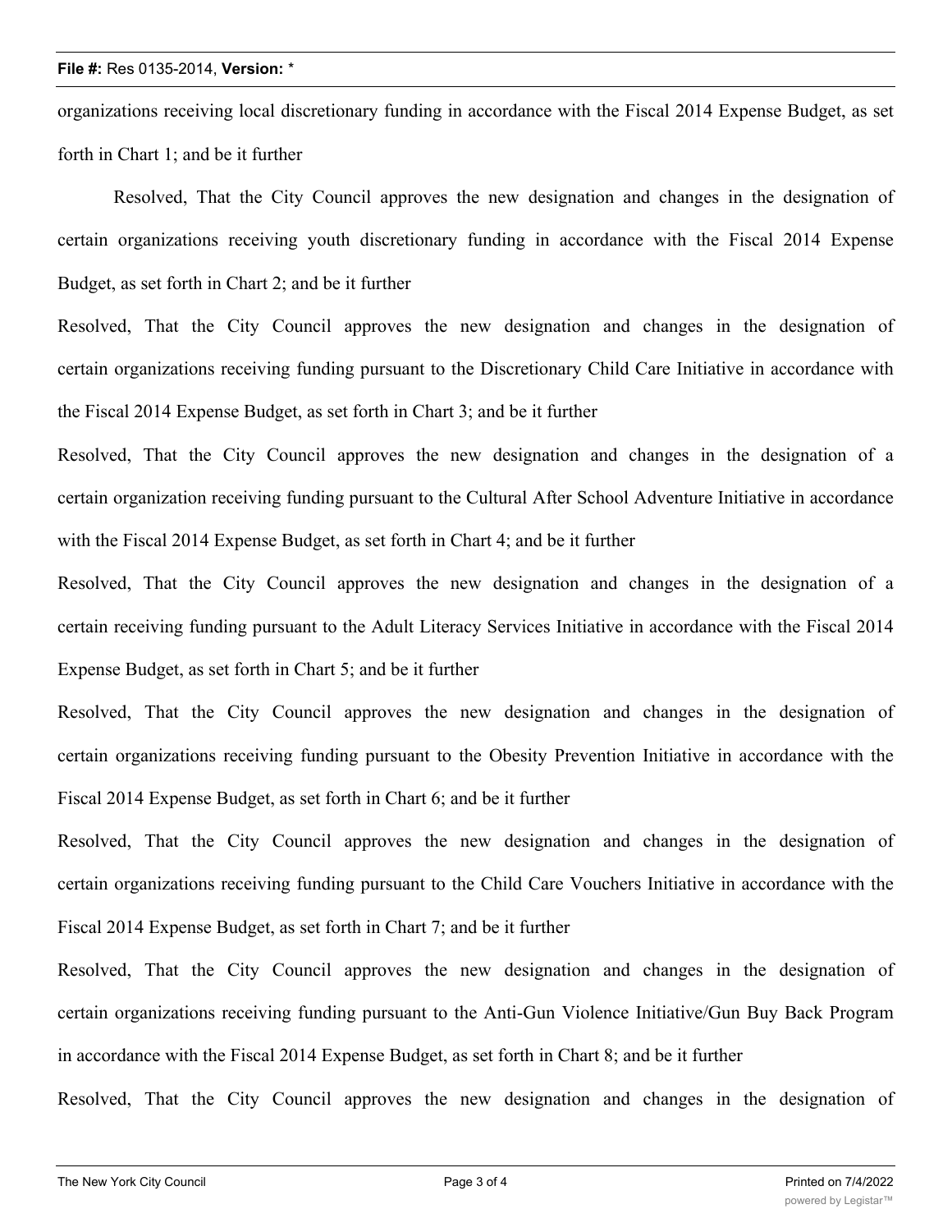organizations receiving local discretionary funding in accordance with the Fiscal 2014 Expense Budget, as set forth in Chart 1; and be it further

Resolved, That the City Council approves the new designation and changes in the designation of certain organizations receiving youth discretionary funding in accordance with the Fiscal 2014 Expense Budget, as set forth in Chart 2; and be it further

Resolved, That the City Council approves the new designation and changes in the designation of certain organizations receiving funding pursuant to the Discretionary Child Care Initiative in accordance with the Fiscal 2014 Expense Budget, as set forth in Chart 3; and be it further

Resolved, That the City Council approves the new designation and changes in the designation of a certain organization receiving funding pursuant to the Cultural After School Adventure Initiative in accordance with the Fiscal 2014 Expense Budget, as set forth in Chart 4; and be it further

Resolved, That the City Council approves the new designation and changes in the designation of a certain receiving funding pursuant to the Adult Literacy Services Initiative in accordance with the Fiscal 2014 Expense Budget, as set forth in Chart 5; and be it further

Resolved, That the City Council approves the new designation and changes in the designation of certain organizations receiving funding pursuant to the Obesity Prevention Initiative in accordance with the Fiscal 2014 Expense Budget, as set forth in Chart 6; and be it further

Resolved, That the City Council approves the new designation and changes in the designation of certain organizations receiving funding pursuant to the Child Care Vouchers Initiative in accordance with the Fiscal 2014 Expense Budget, as set forth in Chart 7; and be it further

Resolved, That the City Council approves the new designation and changes in the designation of certain organizations receiving funding pursuant to the Anti-Gun Violence Initiative/Gun Buy Back Program in accordance with the Fiscal 2014 Expense Budget, as set forth in Chart 8; and be it further

Resolved, That the City Council approves the new designation and changes in the designation of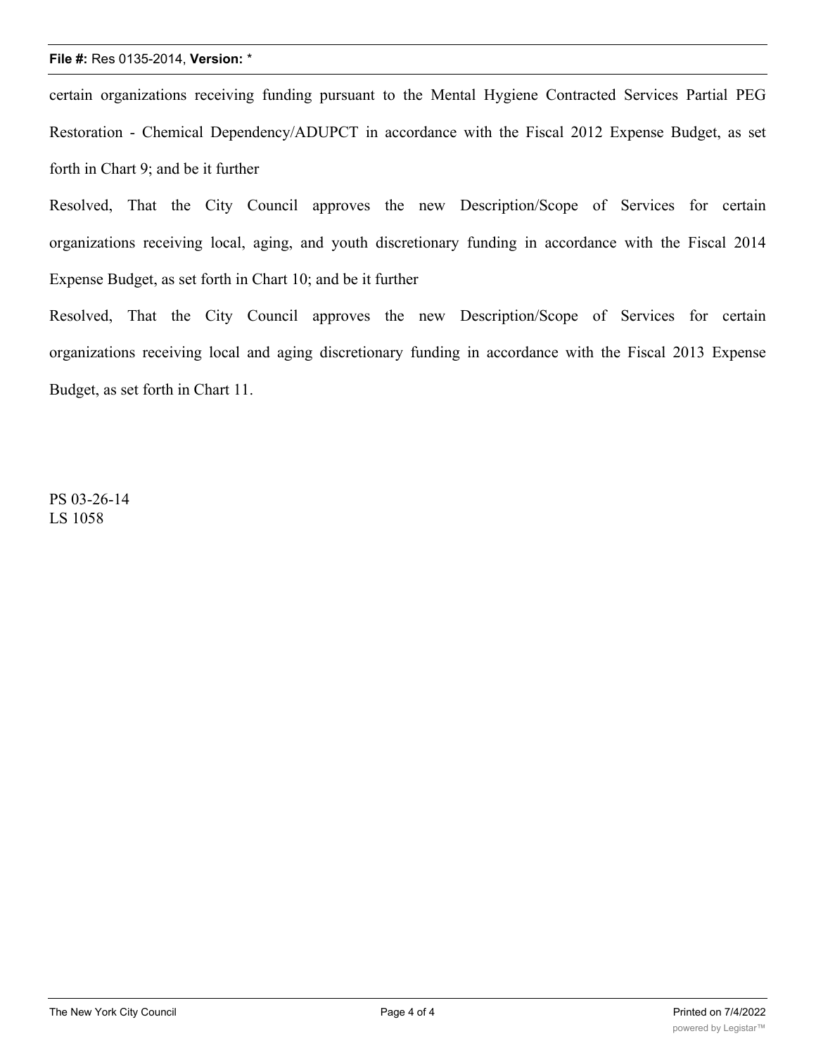certain organizations receiving funding pursuant to the Mental Hygiene Contracted Services Partial PEG Restoration - Chemical Dependency/ADUPCT in accordance with the Fiscal 2012 Expense Budget, as set forth in Chart 9; and be it further

Resolved, That the City Council approves the new Description/Scope of Services for certain organizations receiving local, aging, and youth discretionary funding in accordance with the Fiscal 2014 Expense Budget, as set forth in Chart 10; and be it further

Resolved, That the City Council approves the new Description/Scope of Services for certain organizations receiving local and aging discretionary funding in accordance with the Fiscal 2013 Expense Budget, as set forth in Chart 11.

PS 03-26-14
LS 1058